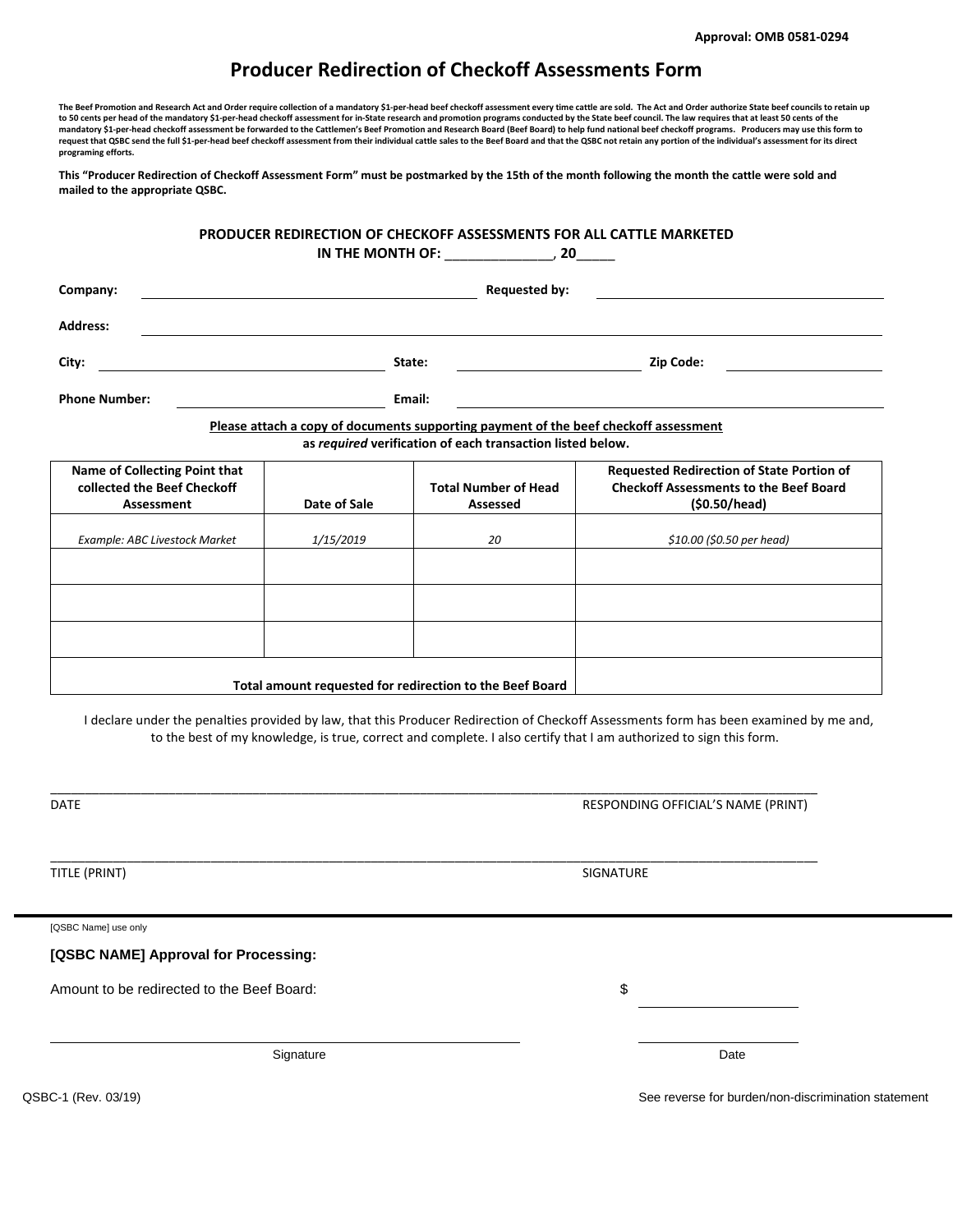Approval: OMB 0581-0294

# Producer Redirection of Checkoff Assessments Form

**The Beef Promotion and Research Act and Order require collection of a mandatory $1-per-head beef checkoff assessment every time cattle are sold. The Act and Order authorize State beef councils to retain up to 50 cents per head of the mandatory $1-per-head checkoff assessment for in-State research and promotion programs conducted by the State beef council. The law requires that at least 50 cents of the mandatory $1-per-head checkoff assessment be forwarded to the Cattlemen's Beef Promotion and Research Board (Beef Board) to help fund national beef checkoff programs. Producers may use this form to request that QSBC send the full $1-per-head beef checkoff assessment from their individual cattle sales to the Beef Board and that the QSBC not retain any portion of the individual's assessment for its direct programing efforts.**

**This "Producer Redirection of Checkoff Assessment Form" must be postmarked by the 15th of the month following the month the cattle were sold and mailed to the appropriate QSBC.**

**PRODUCER REDIRECTION OF CHECKOFF ASSESSMENTS FOR ALL CATTLE MARKETED IN THE MONTH OF: ______________, 20_____**

**Company:** ______________________ **Requested by:** ______________________

**Address:** ______________________________________________

**City:** ______________ **State:** ______________ **Zip Code:** ______________

**Phone Number:** ______________ **Email:** ______________________

**Please attach a copy of documents supporting payment of the beef checkoff assessment as *required* verification of each transaction listed below.**

| Name of Collecting Point that collected the Beef Checkoff Assessment | Date of Sale | Total Number of Head Assessed | Requested Redirection of State Portion of Checkoff Assessments to the Beef Board ($0.50/head) |
|---|---|---|---|
| *Example: ABC Livestock Market* | *1/15/2019* | *20* | *$10.00 ($0.50 per head)* |
| | | | |
| | | | |
| | | | |
| **Total amount requested for redirection to the Beef Board** | | | |

I declare under the penalties provided by law, that this Producer Redirection of Checkoff Assessments form has been examined by me and, to the best of my knowledge, is true, correct and complete. I also certify that I am authorized to sign this form.

DATE ______________________ RESPONDING OFFICIAL'S NAME (PRINT) ______________________

TITLE (PRINT) ______________________ SIGNATURE ______________________

---

[QSBC Name] use only

**[QSBC NAME] Approval for Processing:**

Amount to be redirected to the Beef Board: $ ______________

______________________ Signature ______________ Date

QSBC-1 (Rev. 03/19)

See reverse for burden/non-discrimination statement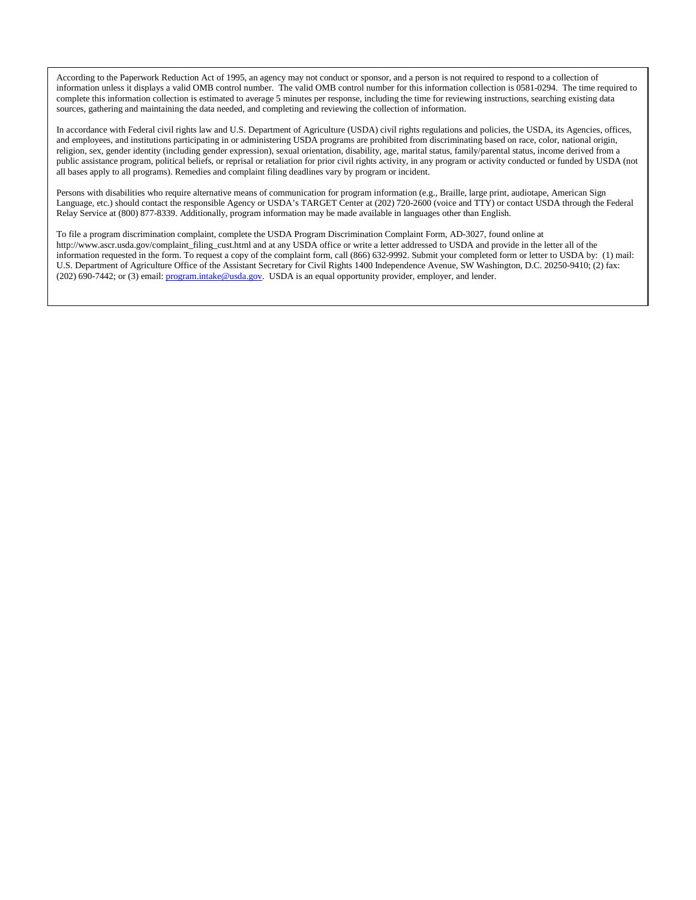According to the Paperwork Reduction Act of 1995, an agency may not conduct or sponsor, and a person is not required to respond to a collection of information unless it displays a valid OMB control number. The valid OMB control number for this information collection is 0581-0294. The time required to complete this information collection is estimated to average 5 minutes per response, including the time for reviewing instructions, searching existing data sources, gathering and maintaining the data needed, and completing and reviewing the collection of information.

In accordance with Federal civil rights law and U.S. Department of Agriculture (USDA) civil rights regulations and policies, the USDA, its Agencies, offices, and employees, and institutions participating in or administering USDA programs are prohibited from discriminating based on race, color, national origin, religion, sex, gender identity (including gender expression), sexual orientation, disability, age, marital status, family/parental status, income derived from a public assistance program, political beliefs, or reprisal or retaliation for prior civil rights activity, in any program or activity conducted or funded by USDA (not all bases apply to all programs). Remedies and complaint filing deadlines vary by program or incident.

Persons with disabilities who require alternative means of communication for program information (e.g., Braille, large print, audiotape, American Sign Language, etc.) should contact the responsible Agency or USDA's TARGET Center at (202) 720-2600 (voice and TTY) or contact USDA through the Federal Relay Service at (800) 877-8339. Additionally, program information may be made available in languages other than English.

To file a program discrimination complaint, complete the USDA Program Discrimination Complaint Form, AD-3027, found online at http://www.ascr.usda.gov/complaint_filing_cust.html and at any USDA office or write a letter addressed to USDA and provide in the letter all of the information requested in the form. To request a copy of the complaint form, call (866) 632-9992. Submit your completed form or letter to USDA by: (1) mail: U.S. Department of Agriculture Office of the Assistant Secretary for Civil Rights 1400 Independence Avenue, SW Washington, D.C. 20250-9410; (2) fax: (202) 690-7442; or (3) email: program.intake@usda.gov. USDA is an equal opportunity provider, employer, and lender.